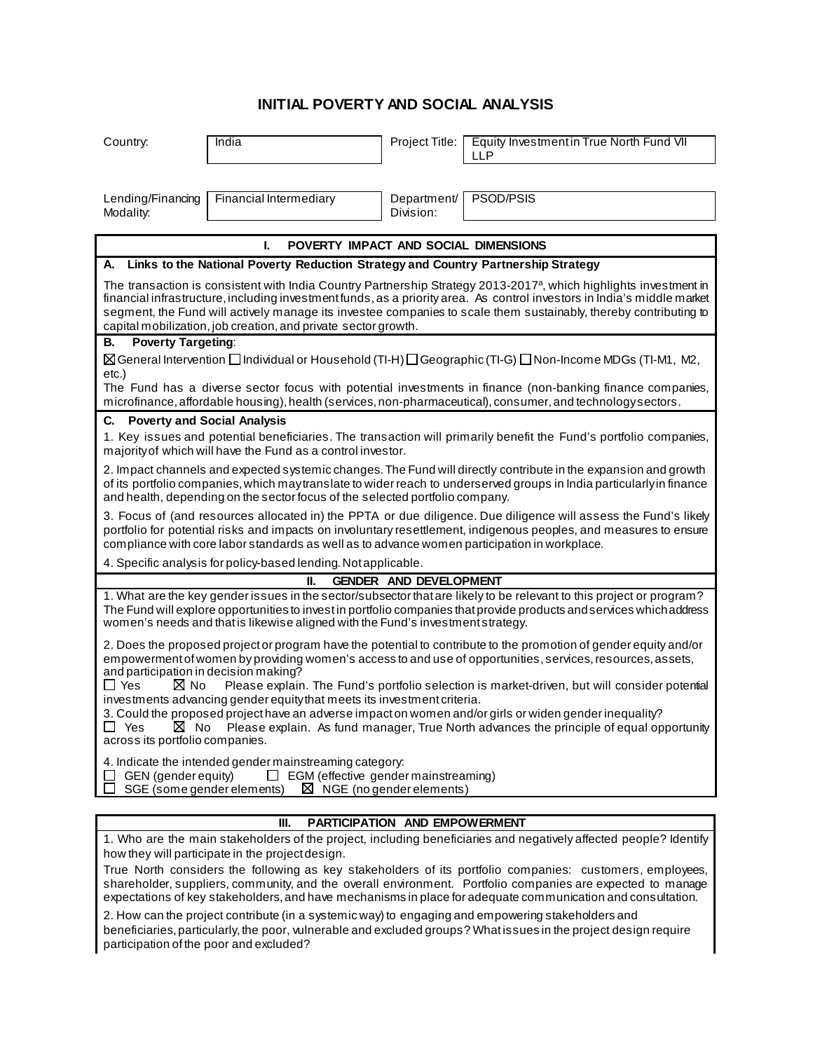# INITIAL POVERTY AND SOCIAL ANALYSIS

| | | | |
|---|---|---|---|
| Country: | India | Project Title: | Equity Investment in True North Fund VII LLP |
| Lending/Financing Modality: | Financial Intermediary | Department/ Division: | PSOD/PSIS |

## I. POVERTY IMPACT AND SOCIAL DIMENSIONS

### A. Links to the National Poverty Reduction Strategy and Country Partnership Strategy

The transaction is consistent with India Country Partnership Strategy 2013-2017[a], which highlights investment in financial infrastructure, including investment funds, as a priority area. As control investors in India's middle market segment, the Fund will actively manage its investee companies to scale them sustainably, thereby contributing to capital mobilization, job creation, and private sector growth.

### B. Poverty Targeting:

☒ General Intervention ☐ Individual or Household (TI-H) ☐ Geographic (TI-G) ☐ Non-Income MDGs (TI-M1, M2, etc.)

The Fund has a diverse sector focus with potential investments in finance (non-banking finance companies, microfinance, affordable housing), health (services, non-pharmaceutical), consumer, and technology sectors.

### C. Poverty and Social Analysis

1. Key issues and potential beneficiaries. The transaction will primarily benefit the Fund's portfolio companies, majority of which will have the Fund as a control investor.

2. Impact channels and expected systemic changes. The Fund will directly contribute in the expansion and growth of its portfolio companies, which may translate to wider reach to underserved groups in India particularly in finance and health, depending on the sector focus of the selected portfolio company.

3. Focus of (and resources allocated in) the PPTA or due diligence. Due diligence will assess the Fund's likely portfolio for potential risks and impacts on involuntary resettlement, indigenous peoples, and measures to ensure compliance with core labor standards as well as to advance women participation in workplace.

4. Specific analysis for policy-based lending. Not applicable.

## II. GENDER AND DEVELOPMENT

1. What are the key gender issues in the sector/subsector that are likely to be relevant to this project or program? The Fund will explore opportunities to invest in portfolio companies that provide products and services which address women's needs and that is likewise aligned with the Fund's investment strategy.

2. Does the proposed project or program have the potential to contribute to the promotion of gender equity and/or empowerment of women by providing women's access to and use of opportunities, services, resources, assets, and participation in decision making?

☐ Yes ☒ No Please explain. The Fund's portfolio selection is market-driven, but will consider potential investments advancing gender equity that meets its investment criteria.

3. Could the proposed project have an adverse impact on women and/or girls or widen gender inequality?

☐ Yes ☒ No Please explain. As fund manager, True North advances the principle of equal opportunity across its portfolio companies.

4. Indicate the intended gender mainstreaming category:

☐ GEN (gender equity) ☐ EGM (effective gender mainstreaming)
☐ SGE (some gender elements) ☒ NGE (no gender elements)

## III. PARTICIPATION AND EMPOWERMENT

1. Who are the main stakeholders of the project, including beneficiaries and negatively affected people? Identify how they will participate in the project design.

True North considers the following as key stakeholders of its portfolio companies: customers, employees, shareholder, suppliers, community, and the overall environment. Portfolio companies are expected to manage expectations of key stakeholders, and have mechanisms in place for adequate communication and consultation.

2. How can the project contribute (in a systemic way) to engaging and empowering stakeholders and beneficiaries, particularly, the poor, vulnerable and excluded groups? What issues in the project design require participation of the poor and excluded?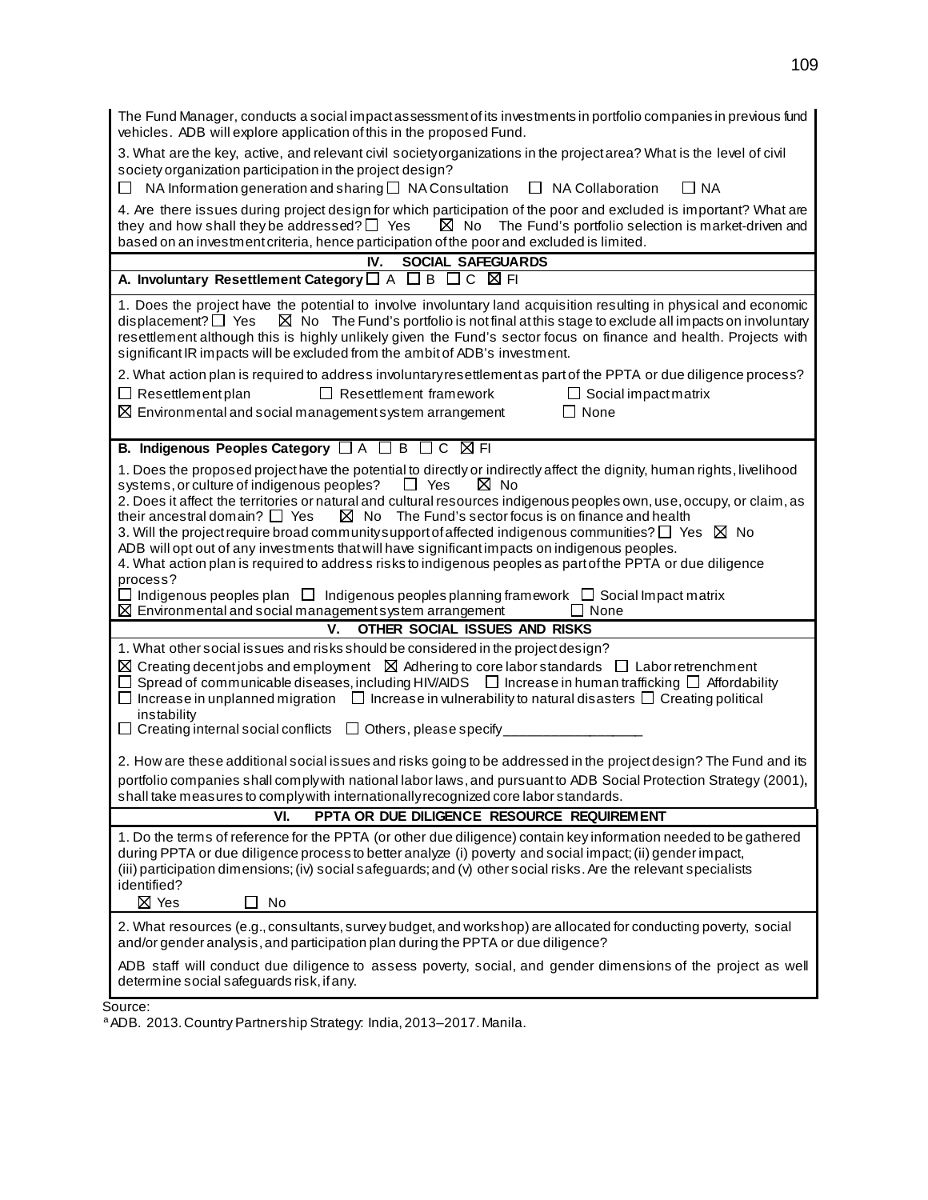The Fund Manager, conducts a social impact assessment of its investments in portfolio companies in previous fund vehicles. ADB will explore application of this in the proposed Fund.

3. What are the key, active, and relevant civil society organizations in the project area? What is the level of civil society organization participation in the project design?

☐ NA Information generation and sharing ☐ NA Consultation ☐ NA Collaboration ☐ NA

4. Are there issues during project design for which participation of the poor and excluded is important? What are they and how shall they be addressed? ☐ Yes ☒ No The Fund's portfolio selection is market-driven and based on an investment criteria, hence participation of the poor and excluded is limited.

## IV. SOCIAL SAFEGUARDS

**A. Involuntary Resettlement Category** ☐ A ☐ B ☐ C ☒ FI

1. Does the project have the potential to involve involuntary land acquisition resulting in physical and economic displacement? ☐ Yes ☒ No The Fund's portfolio is not final at this stage to exclude all impacts on involuntary resettlement although this is highly unlikely given the Fund's sector focus on finance and health. Projects with significant IR impacts will be excluded from the ambit of ADB's investment.

2. What action plan is required to address involuntary resettlement as part of the PPTA or due diligence process?

☐ Resettlement plan ☐ Resettlement framework ☐ Social impact matrix
☒ Environmental and social management system arrangement ☐ None

**B. Indigenous Peoples Category** ☐ A ☐ B ☐ C ☒ FI

1. Does the proposed project have the potential to directly or indirectly affect the dignity, human rights, livelihood systems, or culture of indigenous peoples? ☐ Yes ☒ No
2. Does it affect the territories or natural and cultural resources indigenous peoples own, use, occupy, or claim, as their ancestral domain? ☐ Yes ☒ No The Fund's sector focus is on finance and health
3. Will the project require broad community support of affected indigenous communities? ☐ Yes ☒ No
ADB will opt out of any investments that will have significant impacts on indigenous peoples.
4. What action plan is required to address risks to indigenous peoples as part of the PPTA or due diligence process?
☐ Indigenous peoples plan ☐ Indigenous peoples planning framework ☐ Social Impact matrix
☒ Environmental and social management system arrangement ☐ None

## V. OTHER SOCIAL ISSUES AND RISKS

1. What other social issues and risks should be considered in the project design?

☒ Creating decent jobs and employment ☒ Adhering to core labor standards ☐ Labor retrenchment
☐ Spread of communicable diseases, including HIV/AIDS ☐ Increase in human trafficking ☐ Affordability
☐ Increase in unplanned migration ☐ Increase in vulnerability to natural disasters ☐ Creating political instability
☐ Creating internal social conflicts ☐ Others, please specify__________________

2. How are these additional social issues and risks going to be addressed in the project design? The Fund and its portfolio companies shall comply with national labor laws, and pursuant to ADB Social Protection Strategy (2001), shall take measures to comply with internationally recognized core labor standards.

## VI. PPTA OR DUE DILIGENCE RESOURCE REQUIREMENT

1. Do the terms of reference for the PPTA (or other due diligence) contain key information needed to be gathered during PPTA or due diligence process to better analyze (i) poverty and social impact; (ii) gender impact, (iii) participation dimensions; (iv) social safeguards; and (v) other social risks. Are the relevant specialists identified?

☒ Yes ☐ No

2. What resources (e.g., consultants, survey budget, and workshop) are allocated for conducting poverty, social and/or gender analysis, and participation plan during the PPTA or due diligence?

ADB staff will conduct due diligence to assess poverty, social, and gender dimensions of the project as well determine social safeguards risk, if any.

Source:
[a] ADB. 2013. Country Partnership Strategy: India, 2013–2017. Manila.